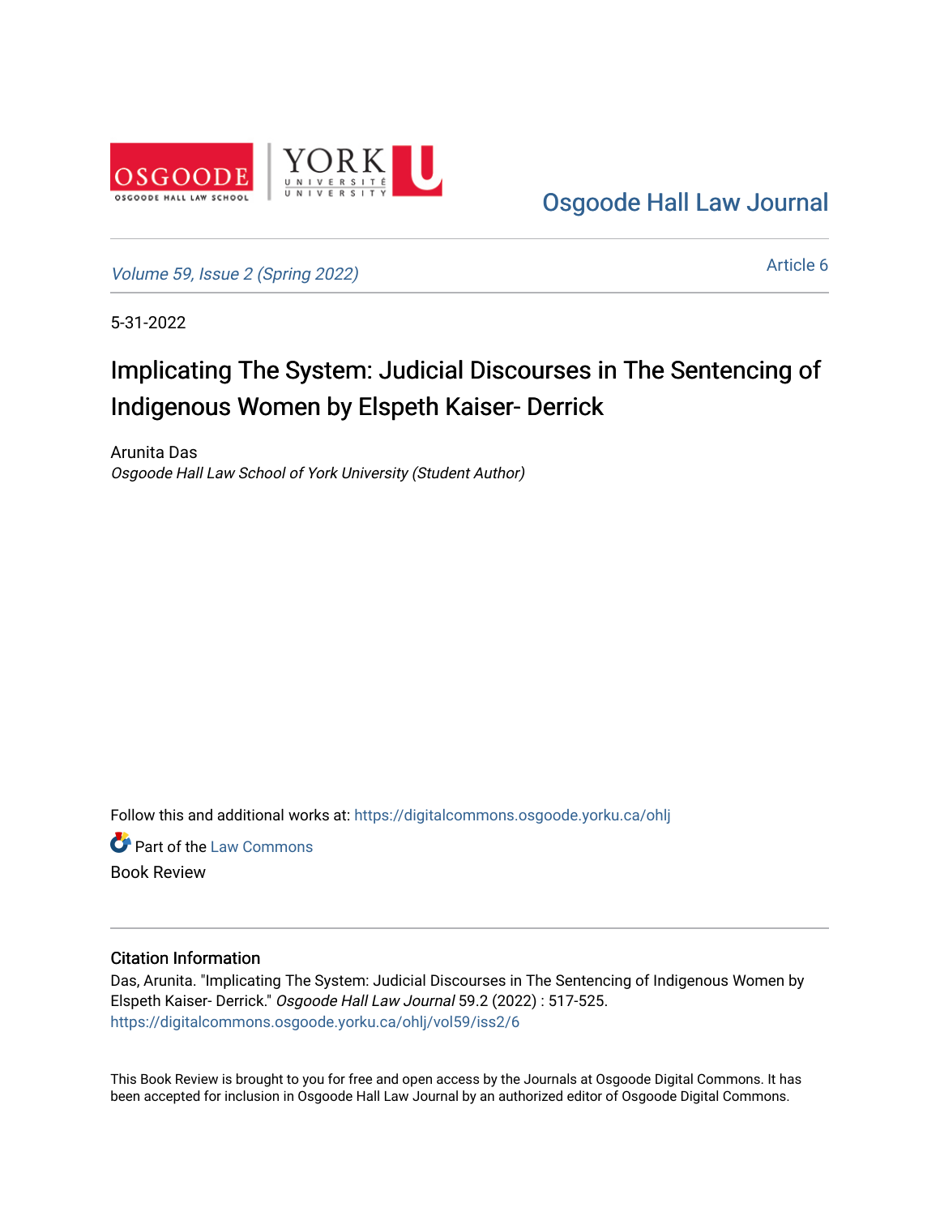Osgoode Hall Law Journal

Volume 59, Issue 2 (Spring 2022)

Article 6

5-31-2022

# Implicating The System: Judicial Discourses in The Sentencing of Indigenous Women by Elspeth Kaiser- Derrick

Arunita Das
*Osgoode Hall Law School of York University (Student Author)*

Follow this and additional works at: https://digitalcommons.osgoode.yorku.ca/ohlj

Part of the Law Commons

Book Review

### Citation Information

Das, Arunita. "Implicating The System: Judicial Discourses in The Sentencing of Indigenous Women by Elspeth Kaiser- Derrick." *Osgoode Hall Law Journal* 59.2 (2022) : 517-525.
https://digitalcommons.osgoode.yorku.ca/ohlj/vol59/iss2/6

This Book Review is brought to you for free and open access by the Journals at Osgoode Digital Commons. It has been accepted for inclusion in Osgoode Hall Law Journal by an authorized editor of Osgoode Digital Commons.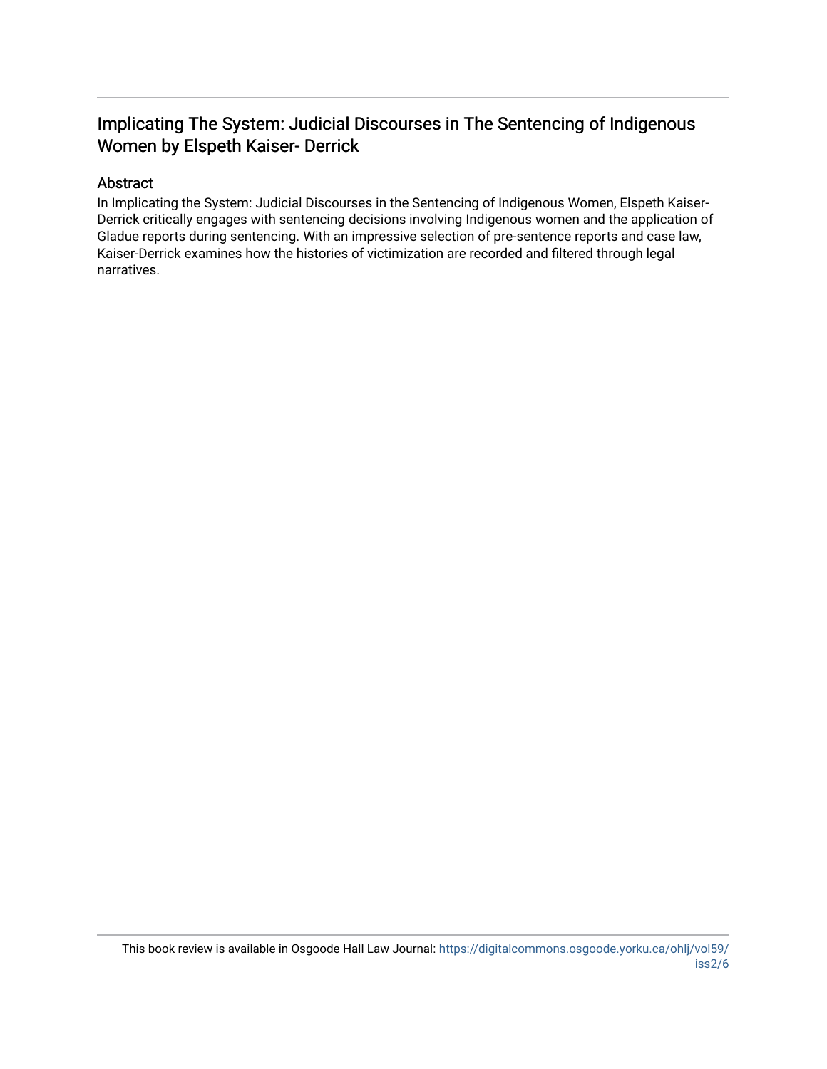# Implicating The System: Judicial Discourses in The Sentencing of Indigenous Women by Elspeth Kaiser- Derrick

## Abstract

In Implicating the System: Judicial Discourses in the Sentencing of Indigenous Women, Elspeth Kaiser-Derrick critically engages with sentencing decisions involving Indigenous women and the application of Gladue reports during sentencing. With an impressive selection of pre-sentence reports and case law, Kaiser-Derrick examines how the histories of victimization are recorded and filtered through legal narratives.

This book review is available in Osgoode Hall Law Journal: https://digitalcommons.osgoode.yorku.ca/ohlj/vol59/iss2/6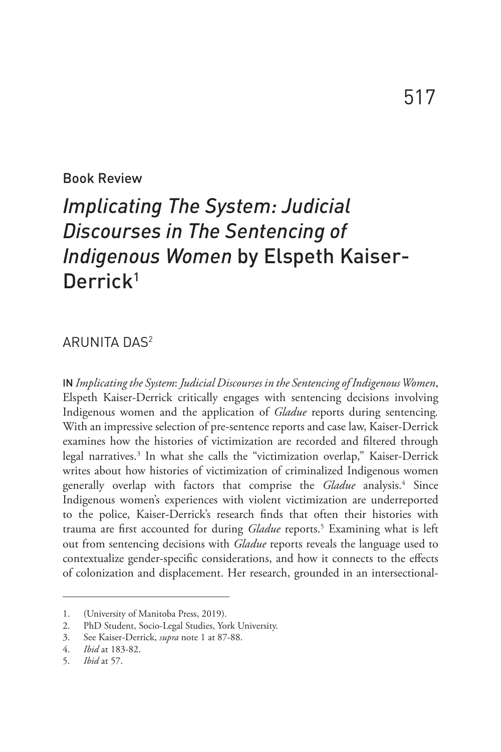Book Review

# *Implicating The System: Judicial Discourses in The Sentencing of Indigenous Women* by Elspeth Kaiser-Derrick[1]

ARUNITA DAS[2]

IN *Implicating the System*: *Judicial Discourses in the Sentencing of Indigenous Women*, Elspeth Kaiser-Derrick critically engages with sentencing decisions involving Indigenous women and the application of *Gladue* reports during sentencing. With an impressive selection of pre-sentence reports and case law, Kaiser-Derrick examines how the histories of victimization are recorded and filtered through legal narratives.[3] In what she calls the "victimization overlap," Kaiser-Derrick writes about how histories of victimization of criminalized Indigenous women generally overlap with factors that comprise the *Gladue* analysis.[4] Since Indigenous women's experiences with violent victimization are underreported to the police, Kaiser-Derrick's research finds that often their histories with trauma are first accounted for during *Gladue* reports.[5] Examining what is left out from sentencing decisions with *Gladue* reports reveals the language used to contextualize gender-specific considerations, and how it connects to the effects of colonization and displacement. Her research, grounded in an intersectional-

---

1. (University of Manitoba Press, 2019).
2. PhD Student, Socio-Legal Studies, York University.
3. See Kaiser-Derrick, *supra* note 1 at 87-88.
4. *Ibid* at 183-82.
5. *Ibid* at 57.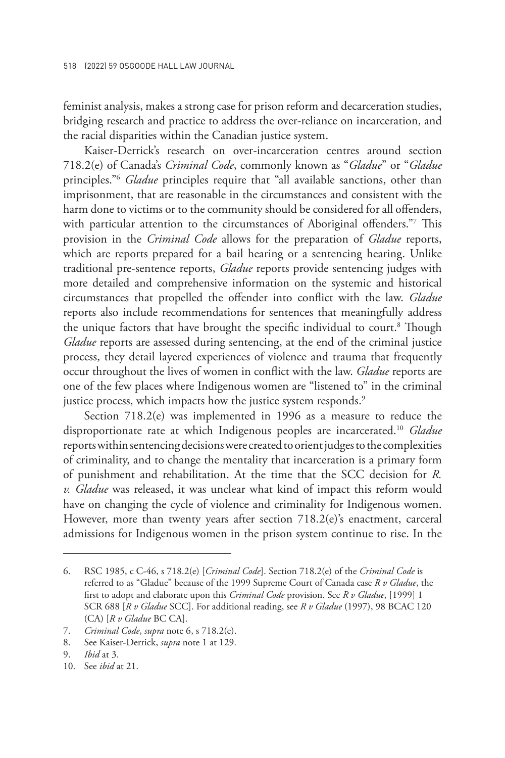feminist analysis, makes a strong case for prison reform and decarceration studies, bridging research and practice to address the over-reliance on incarceration, and the racial disparities within the Canadian justice system.

Kaiser-Derrick's research on over-incarceration centres around section 718.2(e) of Canada's *Criminal Code*, commonly known as "*Gladue*" or "*Gladue* principles."[6] *Gladue* principles require that "all available sanctions, other than imprisonment, that are reasonable in the circumstances and consistent with the harm done to victims or to the community should be considered for all offenders, with particular attention to the circumstances of Aboriginal offenders."[7] This provision in the *Criminal Code* allows for the preparation of *Gladue* reports, which are reports prepared for a bail hearing or a sentencing hearing. Unlike traditional pre-sentence reports, *Gladue* reports provide sentencing judges with more detailed and comprehensive information on the systemic and historical circumstances that propelled the offender into conflict with the law. *Gladue* reports also include recommendations for sentences that meaningfully address the unique factors that have brought the specific individual to court.[8] Though *Gladue* reports are assessed during sentencing, at the end of the criminal justice process, they detail layered experiences of violence and trauma that frequently occur throughout the lives of women in conflict with the law. *Gladue* reports are one of the few places where Indigenous women are "listened to" in the criminal justice process, which impacts how the justice system responds.[9]

Section 718.2(e) was implemented in 1996 as a measure to reduce the disproportionate rate at which Indigenous peoples are incarcerated.[10] *Gladue* reports within sentencing decisions were created to orient judges to the complexities of criminality, and to change the mentality that incarceration is a primary form of punishment and rehabilitation. At the time that the SCC decision for *R. v. Gladue* was released, it was unclear what kind of impact this reform would have on changing the cycle of violence and criminality for Indigenous women. However, more than twenty years after section 718.2(e)'s enactment, carceral admissions for Indigenous women in the prison system continue to rise. In the

---

6. RSC 1985, c C-46, s 718.2(e) [*Criminal Code*]. Section 718.2(e) of the *Criminal Code* is referred to as "Gladue" because of the 1999 Supreme Court of Canada case *R v Gladue*, the first to adopt and elaborate upon this *Criminal Code* provision. See *R v Gladue*, [1999] 1 SCR 688 [*R v Gladue* SCC]. For additional reading, see *R v Gladue* (1997), 98 BCAC 120 (CA) [*R v Gladue* BC CA].
7. *Criminal Code*, *supra* note 6, s 718.2(e).
8. See Kaiser-Derrick, *supra* note 1 at 129.
9. *Ibid* at 3.
10. See *ibid* at 21.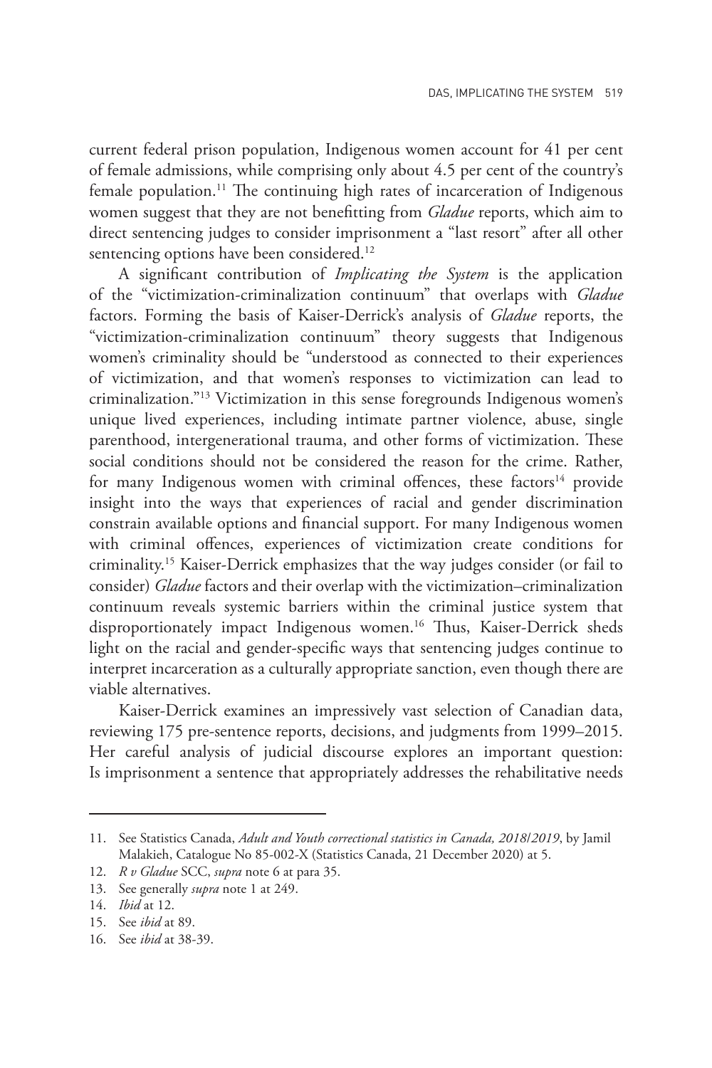current federal prison population, Indigenous women account for 41 per cent of female admissions, while comprising only about 4.5 per cent of the country's female population.[11] The continuing high rates of incarceration of Indigenous women suggest that they are not benefitting from *Gladue* reports, which aim to direct sentencing judges to consider imprisonment a "last resort" after all other sentencing options have been considered.[12]

A significant contribution of *Implicating the System* is the application of the "victimization-criminalization continuum" that overlaps with *Gladue* factors. Forming the basis of Kaiser-Derrick's analysis of *Gladue* reports, the "victimization-criminalization continuum" theory suggests that Indigenous women's criminality should be "understood as connected to their experiences of victimization, and that women's responses to victimization can lead to criminalization."[13] Victimization in this sense foregrounds Indigenous women's unique lived experiences, including intimate partner violence, abuse, single parenthood, intergenerational trauma, and other forms of victimization. These social conditions should not be considered the reason for the crime. Rather, for many Indigenous women with criminal offences, these factors[14] provide insight into the ways that experiences of racial and gender discrimination constrain available options and financial support. For many Indigenous women with criminal offences, experiences of victimization create conditions for criminality.[15] Kaiser-Derrick emphasizes that the way judges consider (or fail to consider) *Gladue* factors and their overlap with the victimization–criminalization continuum reveals systemic barriers within the criminal justice system that disproportionately impact Indigenous women.[16] Thus, Kaiser-Derrick sheds light on the racial and gender-specific ways that sentencing judges continue to interpret incarceration as a culturally appropriate sanction, even though there are viable alternatives.

Kaiser-Derrick examines an impressively vast selection of Canadian data, reviewing 175 pre-sentence reports, decisions, and judgments from 1999–2015. Her careful analysis of judicial discourse explores an important question: Is imprisonment a sentence that appropriately addresses the rehabilitative needs

---

11. See Statistics Canada, *Adult and Youth correctional statistics in Canada, 2018/2019*, by Jamil Malakieh, Catalogue No 85-002-X (Statistics Canada, 21 December 2020) at 5.
12. *R v Gladue* SCC, *supra* note 6 at para 35.
13. See generally *supra* note 1 at 249.
14. *Ibid* at 12.
15. See *ibid* at 89.
16. See *ibid* at 38-39.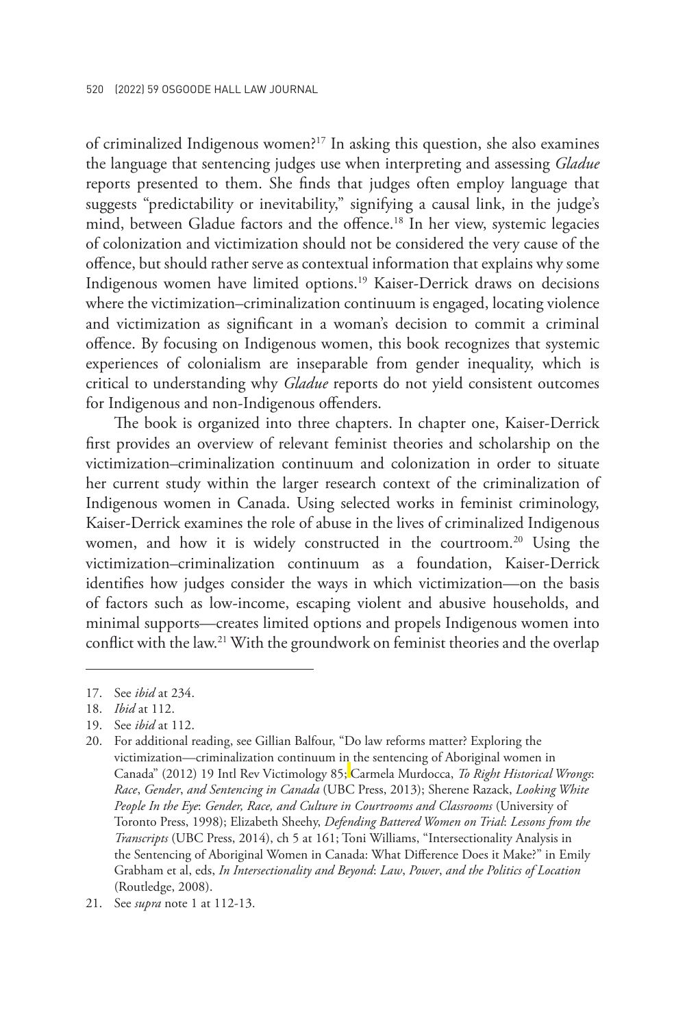of criminalized Indigenous women?[17] In asking this question, she also examines the language that sentencing judges use when interpreting and assessing *Gladue* reports presented to them. She finds that judges often employ language that suggests "predictability or inevitability," signifying a causal link, in the judge's mind, between Gladue factors and the offence.[18] In her view, systemic legacies of colonization and victimization should not be considered the very cause of the offence, but should rather serve as contextual information that explains why some Indigenous women have limited options.[19] Kaiser-Derrick draws on decisions where the victimization–criminalization continuum is engaged, locating violence and victimization as significant in a woman's decision to commit a criminal offence. By focusing on Indigenous women, this book recognizes that systemic experiences of colonialism are inseparable from gender inequality, which is critical to understanding why *Gladue* reports do not yield consistent outcomes for Indigenous and non-Indigenous offenders.

The book is organized into three chapters. In chapter one, Kaiser-Derrick first provides an overview of relevant feminist theories and scholarship on the victimization–criminalization continuum and colonization in order to situate her current study within the larger research context of the criminalization of Indigenous women in Canada. Using selected works in feminist criminology, Kaiser-Derrick examines the role of abuse in the lives of criminalized Indigenous women, and how it is widely constructed in the courtroom.[20] Using the victimization–criminalization continuum as a foundation, Kaiser-Derrick identifies how judges consider the ways in which victimization—on the basis of factors such as low-income, escaping violent and abusive households, and minimal supports—creates limited options and propels Indigenous women into conflict with the law.[21] With the groundwork on feminist theories and the overlap

---

17. See *ibid* at 234.
18. *Ibid* at 112.
19. See *ibid* at 112.
20. For additional reading, see Gillian Balfour, "Do law reforms matter? Exploring the victimization—criminalization continuum in the sentencing of Aboriginal women in Canada" (2012) 19 Intl Rev Victimology 85; Carmela Murdocca, *To Right Historical Wrongs*: *Race*, *Gender*, *and Sentencing in Canada* (UBC Press, 2013); Sherene Razack, *Looking White People In the Eye*: *Gender, Race, and Culture in Courtrooms and Classrooms* (University of Toronto Press, 1998); Elizabeth Sheehy, *Defending Battered Women on Trial*: *Lessons from the Transcripts* (UBC Press, 2014), ch 5 at 161; Toni Williams, "Intersectionality Analysis in the Sentencing of Aboriginal Women in Canada: What Difference Does it Make?" in Emily Grabham et al, eds, *In Intersectionality and Beyond*: *Law*, *Power*, *and the Politics of Location* (Routledge, 2008).
21. See *supra* note 1 at 112-13.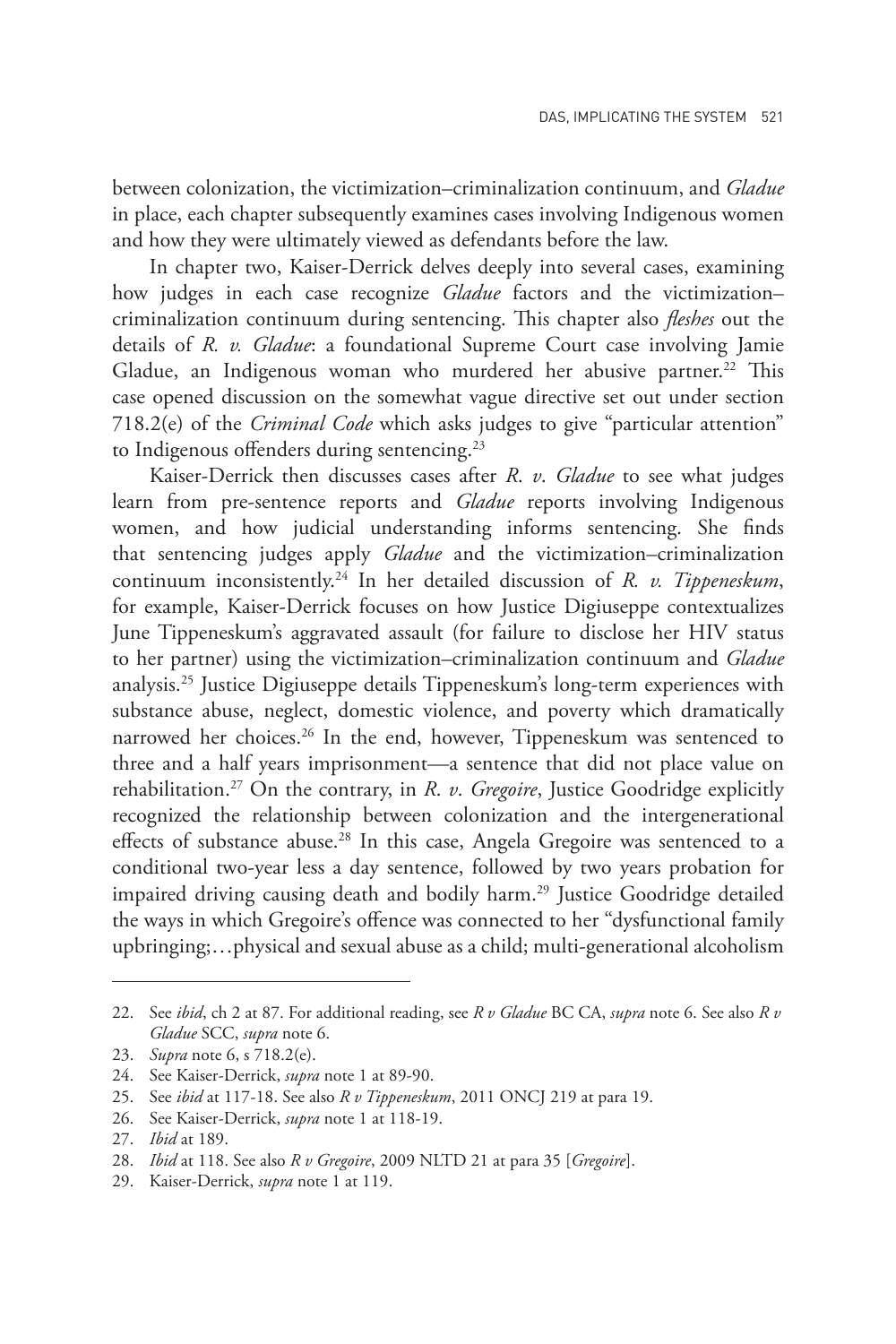between colonization, the victimization–criminalization continuum, and *Gladue* in place, each chapter subsequently examines cases involving Indigenous women and how they were ultimately viewed as defendants before the law.

In chapter two, Kaiser-Derrick delves deeply into several cases, examining how judges in each case recognize *Gladue* factors and the victimization–criminalization continuum during sentencing. This chapter also *fleshes* out the details of *R. v. Gladue*: a foundational Supreme Court case involving Jamie Gladue, an Indigenous woman who murdered her abusive partner.[22] This case opened discussion on the somewhat vague directive set out under section 718.2(e) of the *Criminal Code* which asks judges to give "particular attention" to Indigenous offenders during sentencing.[23]

Kaiser-Derrick then discusses cases after *R. v. Gladue* to see what judges learn from pre-sentence reports and *Gladue* reports involving Indigenous women, and how judicial understanding informs sentencing. She finds that sentencing judges apply *Gladue* and the victimization–criminalization continuum inconsistently.[24] In her detailed discussion of *R. v. Tippeneskum*, for example, Kaiser-Derrick focuses on how Justice Digiuseppe contextualizes June Tippeneskum's aggravated assault (for failure to disclose her HIV status to her partner) using the victimization–criminalization continuum and *Gladue* analysis.[25] Justice Digiuseppe details Tippeneskum's long-term experiences with substance abuse, neglect, domestic violence, and poverty which dramatically narrowed her choices.[26] In the end, however, Tippeneskum was sentenced to three and a half years imprisonment—a sentence that did not place value on rehabilitation.[27] On the contrary, in *R. v. Gregoire*, Justice Goodridge explicitly recognized the relationship between colonization and the intergenerational effects of substance abuse.[28] In this case, Angela Gregoire was sentenced to a conditional two-year less a day sentence, followed by two years probation for impaired driving causing death and bodily harm.[29] Justice Goodridge detailed the ways in which Gregoire's offence was connected to her "dysfunctional family upbringing;…physical and sexual abuse as a child; multi-generational alcoholism

---

22. See *ibid*, ch 2 at 87. For additional reading, see *R v Gladue* BC CA, *supra* note 6. See also *R v Gladue* SCC, *supra* note 6.
23. *Supra* note 6, s 718.2(e).
24. See Kaiser-Derrick, *supra* note 1 at 89-90.
25. See *ibid* at 117-18. See also *R v Tippeneskum*, 2011 ONCJ 219 at para 19.
26. See Kaiser-Derrick, *supra* note 1 at 118-19.
27. *Ibid* at 189.
28. *Ibid* at 118. See also *R v Gregoire*, 2009 NLTD 21 at para 35 [*Gregoire*].
29. Kaiser-Derrick, *supra* note 1 at 119.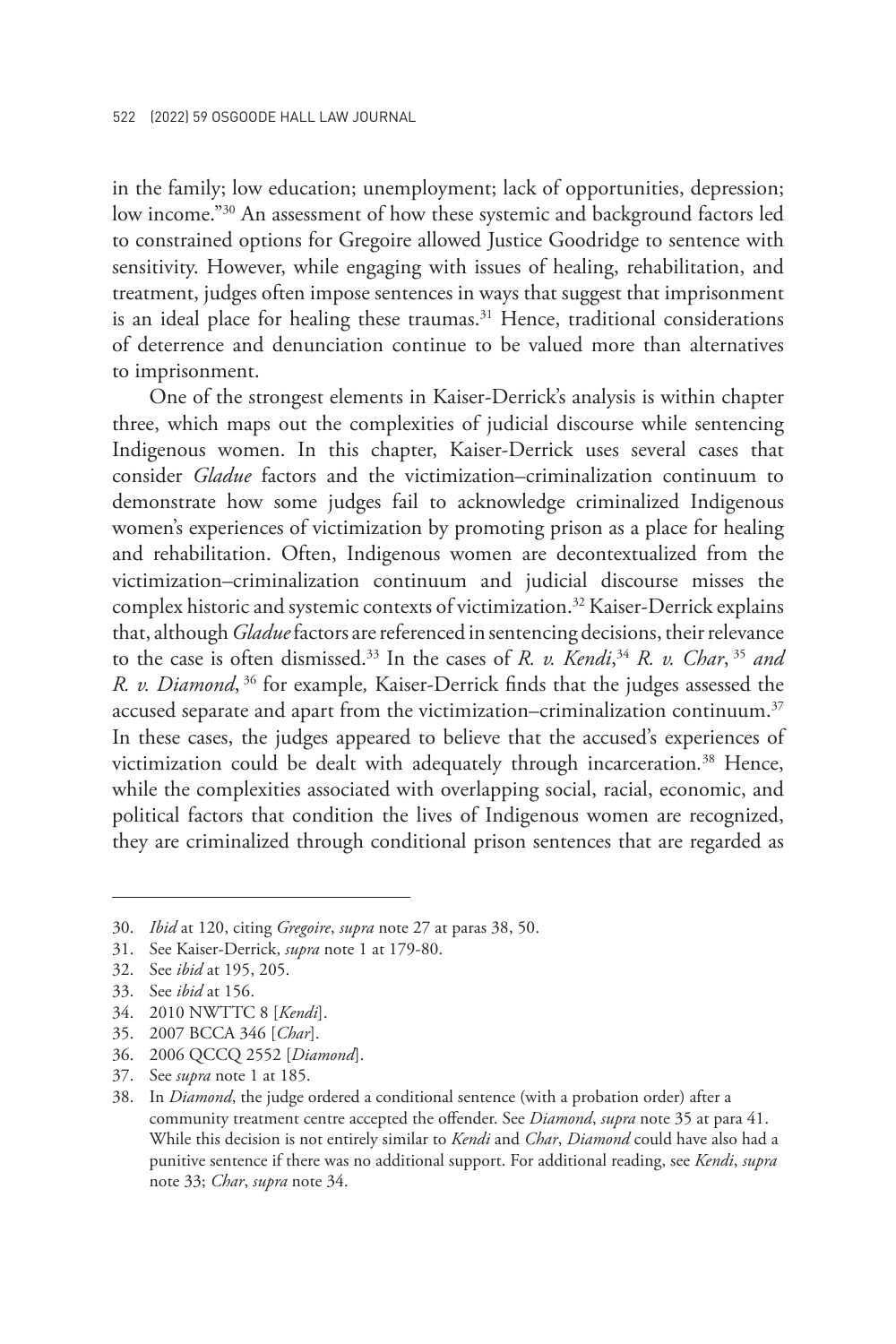in the family; low education; unemployment; lack of opportunities, depression; low income."[30] An assessment of how these systemic and background factors led to constrained options for Gregoire allowed Justice Goodridge to sentence with sensitivity. However, while engaging with issues of healing, rehabilitation, and treatment, judges often impose sentences in ways that suggest that imprisonment is an ideal place for healing these traumas.[31] Hence, traditional considerations of deterrence and denunciation continue to be valued more than alternatives to imprisonment.

One of the strongest elements in Kaiser-Derrick's analysis is within chapter three, which maps out the complexities of judicial discourse while sentencing Indigenous women. In this chapter, Kaiser-Derrick uses several cases that consider *Gladue* factors and the victimization–criminalization continuum to demonstrate how some judges fail to acknowledge criminalized Indigenous women's experiences of victimization by promoting prison as a place for healing and rehabilitation. Often, Indigenous women are decontextualized from the victimization–criminalization continuum and judicial discourse misses the complex historic and systemic contexts of victimization.[32] Kaiser-Derrick explains that, although *Gladue* factors are referenced in sentencing decisions, their relevance to the case is often dismissed.[33] In the cases of *R. v. Kendi*,[34] *R. v. Char*,[35] *and R. v. Diamond*,[36] for example, Kaiser-Derrick finds that the judges assessed the accused separate and apart from the victimization–criminalization continuum.[37] In these cases, the judges appeared to believe that the accused's experiences of victimization could be dealt with adequately through incarceration.[38] Hence, while the complexities associated with overlapping social, racial, economic, and political factors that condition the lives of Indigenous women are recognized, they are criminalized through conditional prison sentences that are regarded as

---

30. *Ibid* at 120, citing *Gregoire*, *supra* note 27 at paras 38, 50.
31. See Kaiser-Derrick, *supra* note 1 at 179-80.
32. See *ibid* at 195, 205.
33. See *ibid* at 156.
34. 2010 NWTTC 8 [*Kendi*].
35. 2007 BCCA 346 [*Char*].
36. 2006 QCCQ 2552 [*Diamond*].
37. See *supra* note 1 at 185.
38. In *Diamond*, the judge ordered a conditional sentence (with a probation order) after a community treatment centre accepted the offender. See *Diamond*, *supra* note 35 at para 41. While this decision is not entirely similar to *Kendi* and *Char*, *Diamond* could have also had a punitive sentence if there was no additional support. For additional reading, see *Kendi*, *supra* note 33; *Char*, *supra* note 34.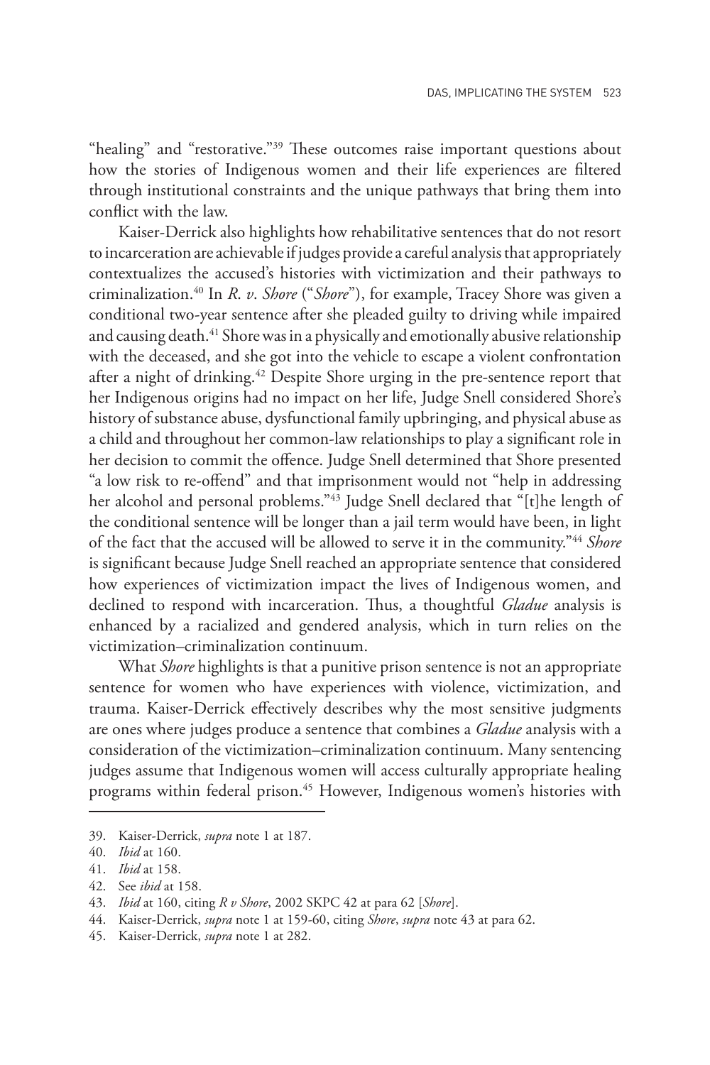"healing" and "restorative."[39] These outcomes raise important questions about how the stories of Indigenous women and their life experiences are filtered through institutional constraints and the unique pathways that bring them into conflict with the law.

Kaiser-Derrick also highlights how rehabilitative sentences that do not resort to incarceration are achievable if judges provide a careful analysis that appropriately contextualizes the accused's histories with victimization and their pathways to criminalization.[40] In *R. v. Shore* ("*Shore*"), for example, Tracey Shore was given a conditional two-year sentence after she pleaded guilty to driving while impaired and causing death.[41] Shore was in a physically and emotionally abusive relationship with the deceased, and she got into the vehicle to escape a violent confrontation after a night of drinking.[42] Despite Shore urging in the pre-sentence report that her Indigenous origins had no impact on her life, Judge Snell considered Shore's history of substance abuse, dysfunctional family upbringing, and physical abuse as a child and throughout her common-law relationships to play a significant role in her decision to commit the offence. Judge Snell determined that Shore presented "a low risk to re-offend" and that imprisonment would not "help in addressing her alcohol and personal problems."[43] Judge Snell declared that "[t]he length of the conditional sentence will be longer than a jail term would have been, in light of the fact that the accused will be allowed to serve it in the community."[44] *Shore* is significant because Judge Snell reached an appropriate sentence that considered how experiences of victimization impact the lives of Indigenous women, and declined to respond with incarceration. Thus, a thoughtful *Gladue* analysis is enhanced by a racialized and gendered analysis, which in turn relies on the victimization–criminalization continuum.

What *Shore* highlights is that a punitive prison sentence is not an appropriate sentence for women who have experiences with violence, victimization, and trauma. Kaiser-Derrick effectively describes why the most sensitive judgments are ones where judges produce a sentence that combines a *Gladue* analysis with a consideration of the victimization–criminalization continuum. Many sentencing judges assume that Indigenous women will access culturally appropriate healing programs within federal prison.[45] However, Indigenous women's histories with

---

39. Kaiser-Derrick, *supra* note 1 at 187.
40. *Ibid* at 160.
41. *Ibid* at 158.
42. See *ibid* at 158.
43. *Ibid* at 160, citing *R v Shore*, 2002 SKPC 42 at para 62 [*Shore*].
44. Kaiser-Derrick, *supra* note 1 at 159-60, citing *Shore*, *supra* note 43 at para 62.
45. Kaiser-Derrick, *supra* note 1 at 282.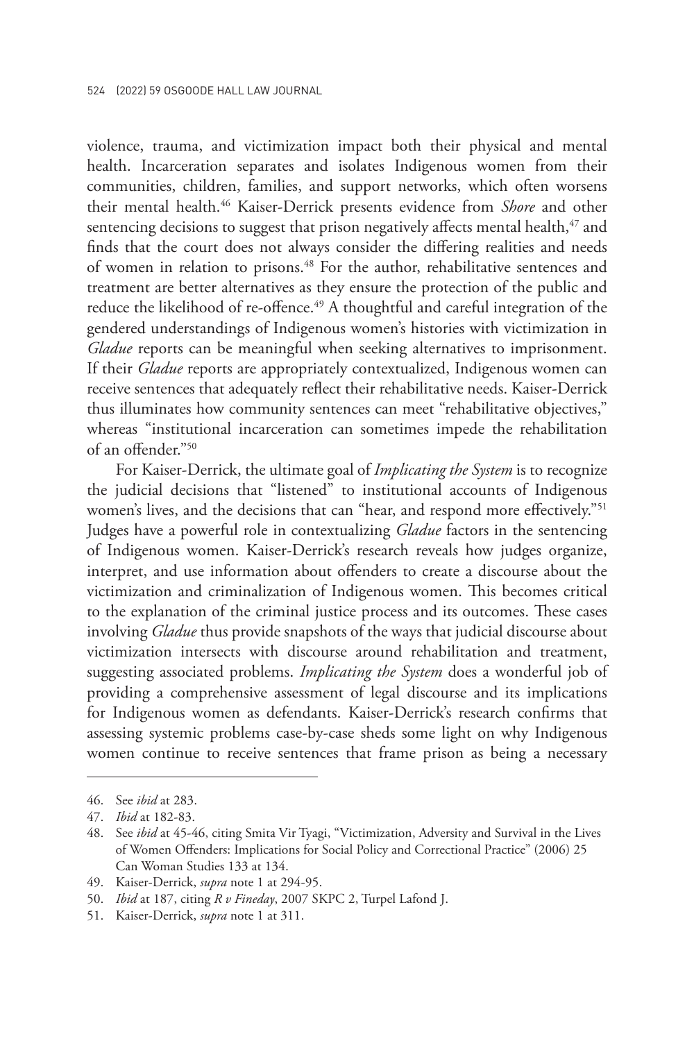violence, trauma, and victimization impact both their physical and mental health. Incarceration separates and isolates Indigenous women from their communities, children, families, and support networks, which often worsens their mental health.[46] Kaiser-Derrick presents evidence from *Shore* and other sentencing decisions to suggest that prison negatively affects mental health,[47] and finds that the court does not always consider the differing realities and needs of women in relation to prisons.[48] For the author, rehabilitative sentences and treatment are better alternatives as they ensure the protection of the public and reduce the likelihood of re-offence.[49] A thoughtful and careful integration of the gendered understandings of Indigenous women's histories with victimization in *Gladue* reports can be meaningful when seeking alternatives to imprisonment. If their *Gladue* reports are appropriately contextualized, Indigenous women can receive sentences that adequately reflect their rehabilitative needs. Kaiser-Derrick thus illuminates how community sentences can meet "rehabilitative objectives," whereas "institutional incarceration can sometimes impede the rehabilitation of an offender."[50]

For Kaiser-Derrick, the ultimate goal of *Implicating the System* is to recognize the judicial decisions that "listened" to institutional accounts of Indigenous women's lives, and the decisions that can "hear, and respond more effectively."[51] Judges have a powerful role in contextualizing *Gladue* factors in the sentencing of Indigenous women. Kaiser-Derrick's research reveals how judges organize, interpret, and use information about offenders to create a discourse about the victimization and criminalization of Indigenous women. This becomes critical to the explanation of the criminal justice process and its outcomes. These cases involving *Gladue* thus provide snapshots of the ways that judicial discourse about victimization intersects with discourse around rehabilitation and treatment, suggesting associated problems. *Implicating the System* does a wonderful job of providing a comprehensive assessment of legal discourse and its implications for Indigenous women as defendants. Kaiser-Derrick's research confirms that assessing systemic problems case-by-case sheds some light on why Indigenous women continue to receive sentences that frame prison as being a necessary

---

46. See *ibid* at 283.
47. *Ibid* at 182-83.
48. See *ibid* at 45-46, citing Smita Vir Tyagi, "Victimization, Adversity and Survival in the Lives of Women Offenders: Implications for Social Policy and Correctional Practice" (2006) 25 Can Woman Studies 133 at 134.
49. Kaiser-Derrick, *supra* note 1 at 294-95.
50. *Ibid* at 187, citing *R v Fineday*, 2007 SKPC 2, Turpel Lafond J.
51. Kaiser-Derrick, *supra* note 1 at 311.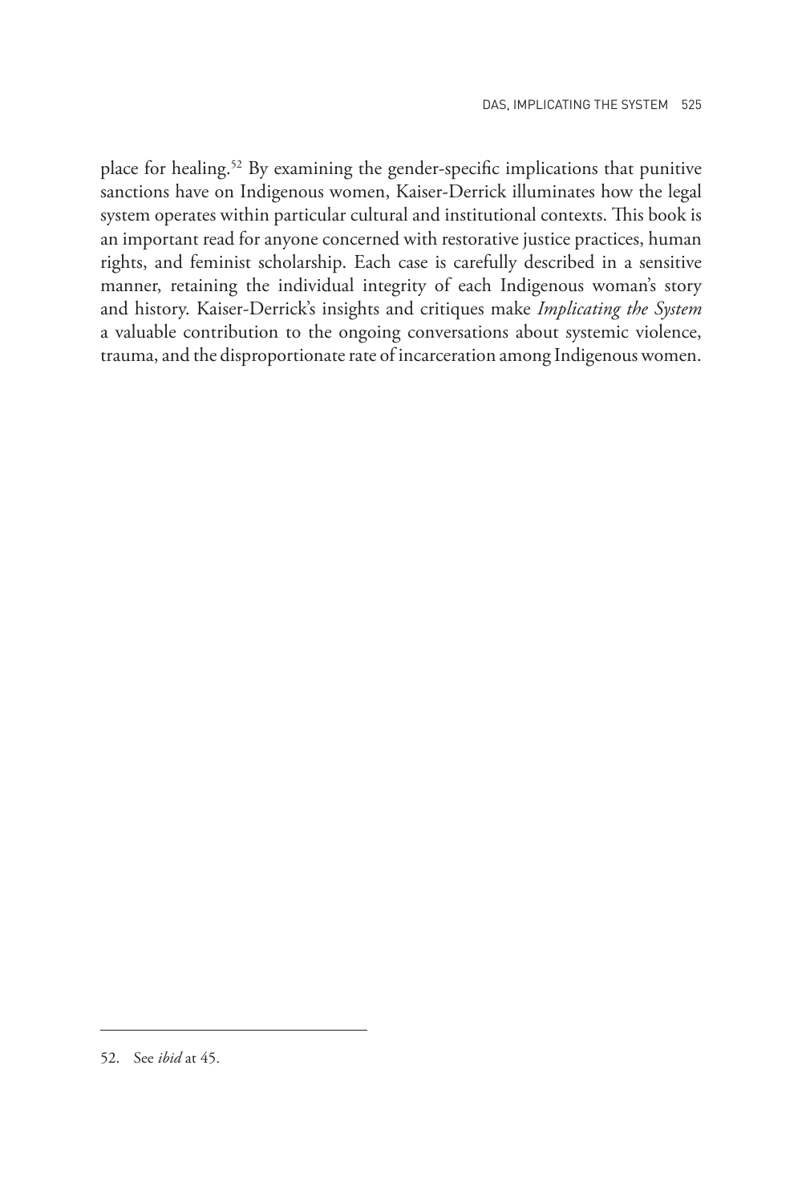place for healing.[52] By examining the gender-specific implications that punitive sanctions have on Indigenous women, Kaiser-Derrick illuminates how the legal system operates within particular cultural and institutional contexts. This book is an important read for anyone concerned with restorative justice practices, human rights, and feminist scholarship. Each case is carefully described in a sensitive manner, retaining the individual integrity of each Indigenous woman's story and history. Kaiser-Derrick's insights and critiques make *Implicating the System* a valuable contribution to the ongoing conversations about systemic violence, trauma, and the disproportionate rate of incarceration among Indigenous women.

---

52. See *ibid* at 45.